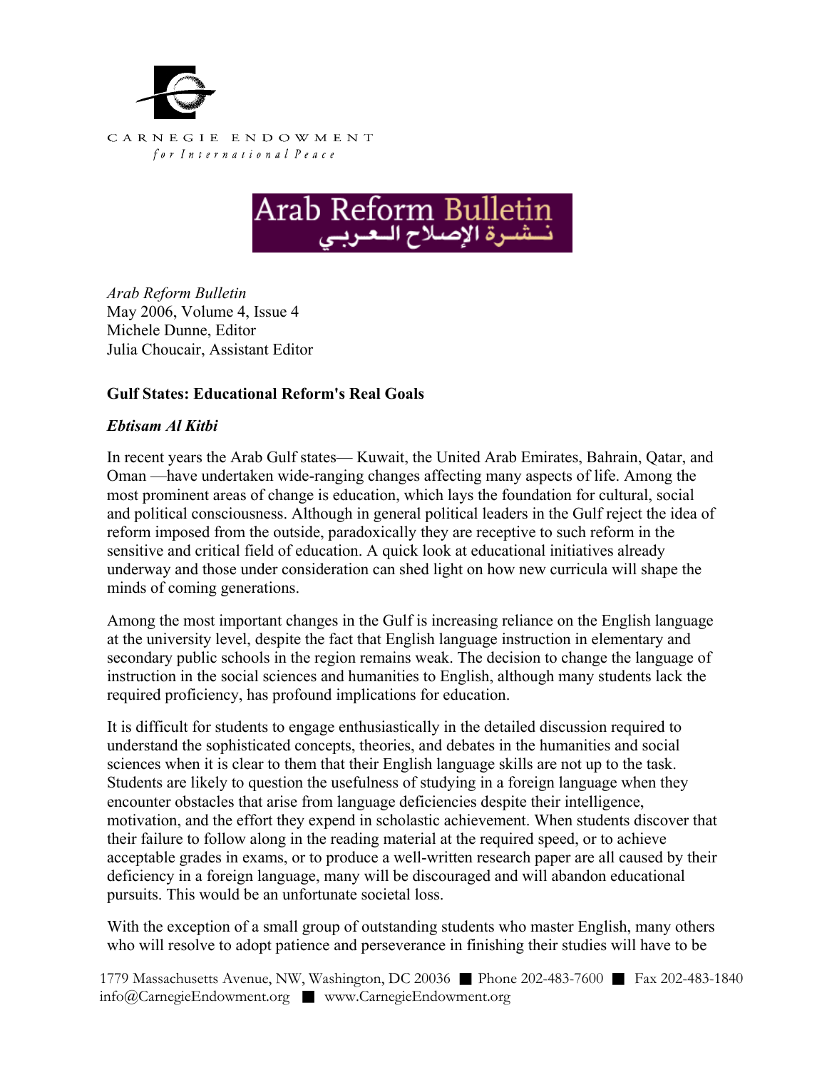CARNEGIE ENDOWMENT
*for International Peace*

Arab Reform Bulletin
نشرة الإصلاح العربي

*Arab Reform Bulletin*
May 2006, Volume 4, Issue 4
Michele Dunne, Editor
Julia Choucair, Assistant Editor

**Gulf States: Educational Reform's Real Goals**

***Ebtisam Al Kitbi***

In recent years the Arab Gulf states— Kuwait, the United Arab Emirates, Bahrain, Qatar, and Oman —have undertaken wide-ranging changes affecting many aspects of life. Among the most prominent areas of change is education, which lays the foundation for cultural, social and political consciousness. Although in general political leaders in the Gulf reject the idea of reform imposed from the outside, paradoxically they are receptive to such reform in the sensitive and critical field of education. A quick look at educational initiatives already underway and those under consideration can shed light on how new curricula will shape the minds of coming generations.

Among the most important changes in the Gulf is increasing reliance on the English language at the university level, despite the fact that English language instruction in elementary and secondary public schools in the region remains weak. The decision to change the language of instruction in the social sciences and humanities to English, although many students lack the required proficiency, has profound implications for education.

It is difficult for students to engage enthusiastically in the detailed discussion required to understand the sophisticated concepts, theories, and debates in the humanities and social sciences when it is clear to them that their English language skills are not up to the task. Students are likely to question the usefulness of studying in a foreign language when they encounter obstacles that arise from language deficiencies despite their intelligence, motivation, and the effort they expend in scholastic achievement. When students discover that their failure to follow along in the reading material at the required speed, or to achieve acceptable grades in exams, or to produce a well-written research paper are all caused by their deficiency in a foreign language, many will be discouraged and will abandon educational pursuits. This would be an unfortunate societal loss.

With the exception of a small group of outstanding students who master English, many others who will resolve to adopt patience and perseverance in finishing their studies will have to be

1779 Massachusetts Avenue, NW, Washington, DC 20036 ■ Phone 202-483-7600 ■ Fax 202-483-1840
info@CarnegieEndowment.org ■ www.CarnegieEndowment.org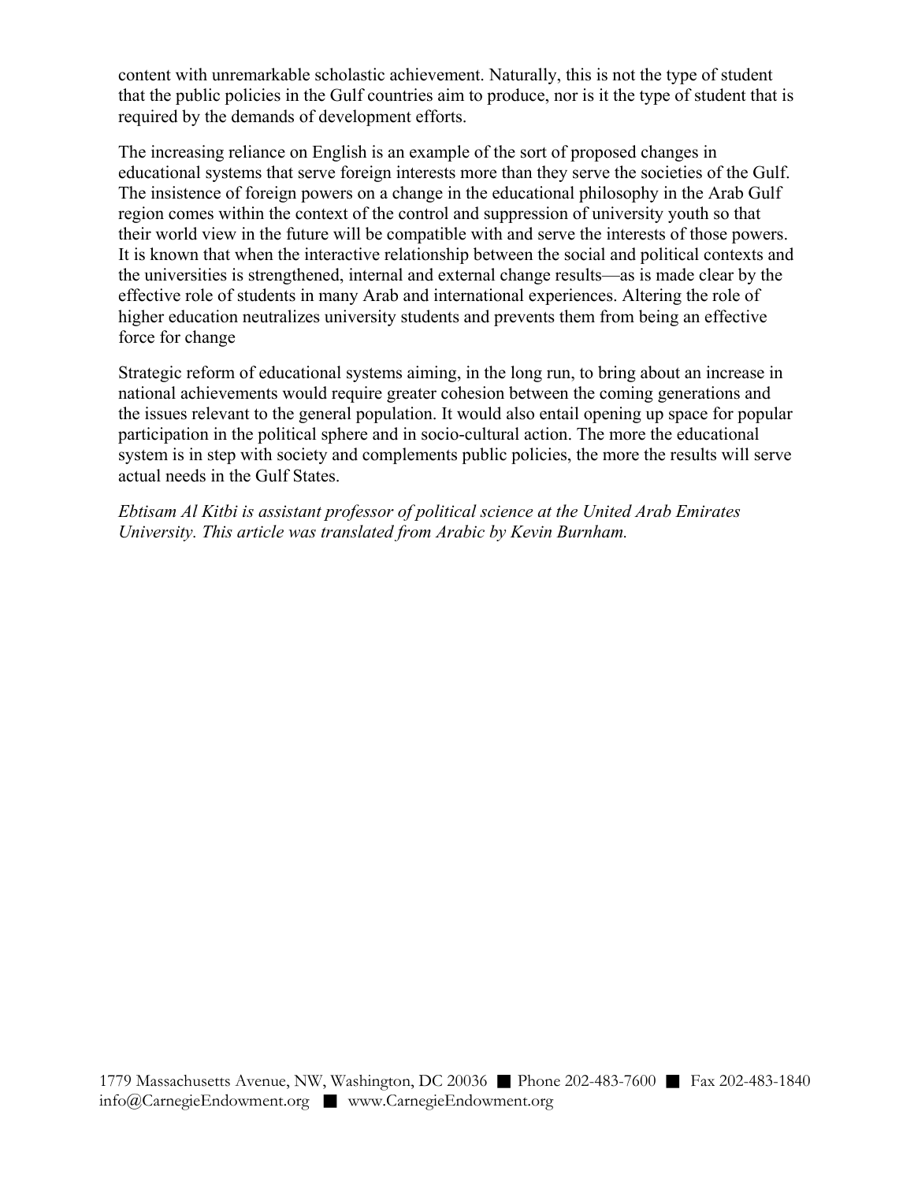content with unremarkable scholastic achievement. Naturally, this is not the type of student that the public policies in the Gulf countries aim to produce, nor is it the type of student that is required by the demands of development efforts.

The increasing reliance on English is an example of the sort of proposed changes in educational systems that serve foreign interests more than they serve the societies of the Gulf. The insistence of foreign powers on a change in the educational philosophy in the Arab Gulf region comes within the context of the control and suppression of university youth so that their world view in the future will be compatible with and serve the interests of those powers. It is known that when the interactive relationship between the social and political contexts and the universities is strengthened, internal and external change results—as is made clear by the effective role of students in many Arab and international experiences. Altering the role of higher education neutralizes university students and prevents them from being an effective force for change

Strategic reform of educational systems aiming, in the long run, to bring about an increase in national achievements would require greater cohesion between the coming generations and the issues relevant to the general population. It would also entail opening up space for popular participation in the political sphere and in socio-cultural action. The more the educational system is in step with society and complements public policies, the more the results will serve actual needs in the Gulf States.

*Ebtisam Al Kitbi is assistant professor of political science at the United Arab Emirates University. This article was translated from Arabic by Kevin Burnham.*